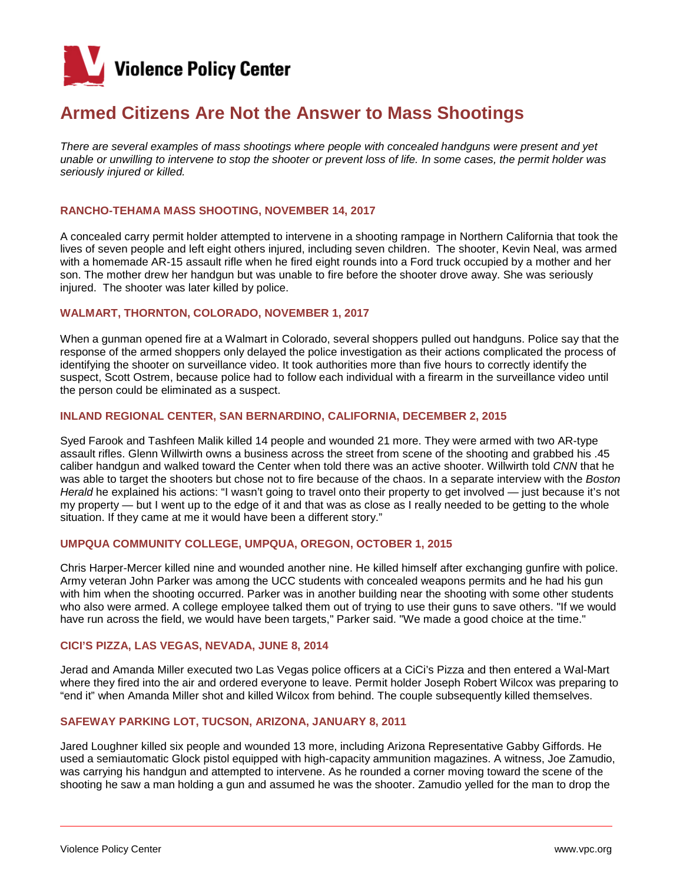# Violence Policy Center

## Armed Citizens Are Not the Answer to Mass Shootings

*There are several examples of mass shootings where people with concealed handguns were present and yet unable or unwilling to intervene to stop the shooter or prevent loss of life. In some cases, the permit holder was seriously injured or killed.*

### RANCHO-TEHAMA MASS SHOOTING, NOVEMBER 14, 2017

A concealed carry permit holder attempted to intervene in a shooting rampage in Northern California that took the lives of seven people and left eight others injured, including seven children. The shooter, Kevin Neal, was armed with a homemade AR-15 assault rifle when he fired eight rounds into a Ford truck occupied by a mother and her son. The mother drew her handgun but was unable to fire before the shooter drove away. She was seriously injured. The shooter was later killed by police.

### WALMART, THORNTON, COLORADO, NOVEMBER 1, 2017

When a gunman opened fire at a Walmart in Colorado, several shoppers pulled out handguns. Police say that the response of the armed shoppers only delayed the police investigation as their actions complicated the process of identifying the shooter on surveillance video. It took authorities more than five hours to correctly identify the suspect, Scott Ostrem, because police had to follow each individual with a firearm in the surveillance video until the person could be eliminated as a suspect.

### INLAND REGIONAL CENTER, SAN BERNARDINO, CALIFORNIA, DECEMBER 2, 2015

Syed Farook and Tashfeen Malik killed 14 people and wounded 21 more. They were armed with two AR-type assault rifles. Glenn Willwirth owns a business across the street from scene of the shooting and grabbed his .45 caliber handgun and walked toward the Center when told there was an active shooter. Willwirth told *CNN* that he was able to target the shooters but chose not to fire because of the chaos. In a separate interview with the *Boston Herald* he explained his actions: "I wasn't going to travel onto their property to get involved — just because it's not my property — but I went up to the edge of it and that was as close as I really needed to be getting to the whole situation. If they came at me it would have been a different story."

### UMPQUA COMMUNITY COLLEGE, UMPQUA, OREGON, OCTOBER 1, 2015

Chris Harper-Mercer killed nine and wounded another nine. He killed himself after exchanging gunfire with police. Army veteran John Parker was among the UCC students with concealed weapons permits and he had his gun with him when the shooting occurred. Parker was in another building near the shooting with some other students who also were armed. A college employee talked them out of trying to use their guns to save others. "If we would have run across the field, we would have been targets," Parker said. "We made a good choice at the time."

### CICI'S PIZZA, LAS VEGAS, NEVADA, JUNE 8, 2014

Jerad and Amanda Miller executed two Las Vegas police officers at a CiCi's Pizza and then entered a Wal-Mart where they fired into the air and ordered everyone to leave. Permit holder Joseph Robert Wilcox was preparing to "end it" when Amanda Miller shot and killed Wilcox from behind. The couple subsequently killed themselves.

### SAFEWAY PARKING LOT, TUCSON, ARIZONA, JANUARY 8, 2011

Jared Loughner killed six people and wounded 13 more, including Arizona Representative Gabby Giffords. He used a semiautomatic Glock pistol equipped with high-capacity ammunition magazines. A witness, Joe Zamudio, was carrying his handgun and attempted to intervene. As he rounded a corner moving toward the scene of the shooting he saw a man holding a gun and assumed he was the shooter. Zamudio yelled for the man to drop the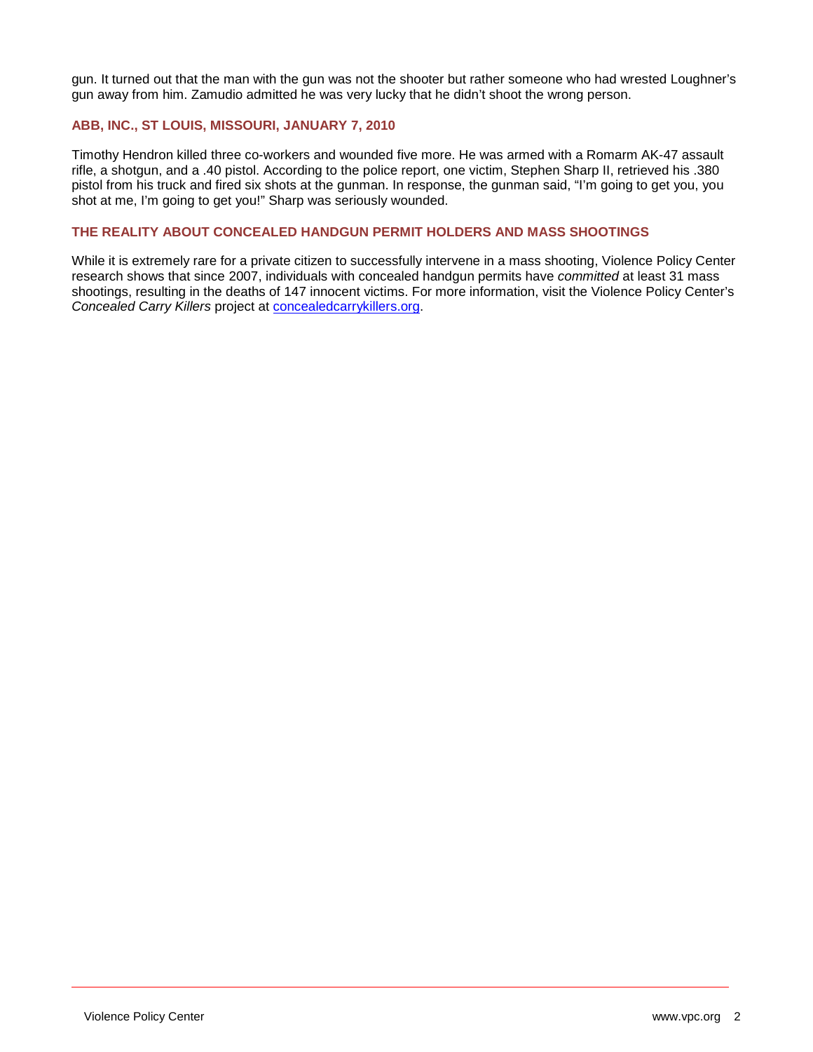gun. It turned out that the man with the gun was not the shooter but rather someone who had wrested Loughner's gun away from him. Zamudio admitted he was very lucky that he didn't shoot the wrong person.

### ABB, INC., ST LOUIS, MISSOURI, JANUARY 7, 2010

Timothy Hendron killed three co-workers and wounded five more. He was armed with a Romarm AK-47 assault rifle, a shotgun, and a .40 pistol. According to the police report, one victim, Stephen Sharp II, retrieved his .380 pistol from his truck and fired six shots at the gunman. In response, the gunman said, "I'm going to get you, you shot at me, I'm going to get you!" Sharp was seriously wounded.

### THE REALITY ABOUT CONCEALED HANDGUN PERMIT HOLDERS AND MASS SHOOTINGS

While it is extremely rare for a private citizen to successfully intervene in a mass shooting, Violence Policy Center research shows that since 2007, individuals with concealed handgun permits have *committed* at least 31 mass shootings, resulting in the deaths of 147 innocent victims. For more information, visit the Violence Policy Center's *Concealed Carry Killers* project at concealedcarrykillers.org.